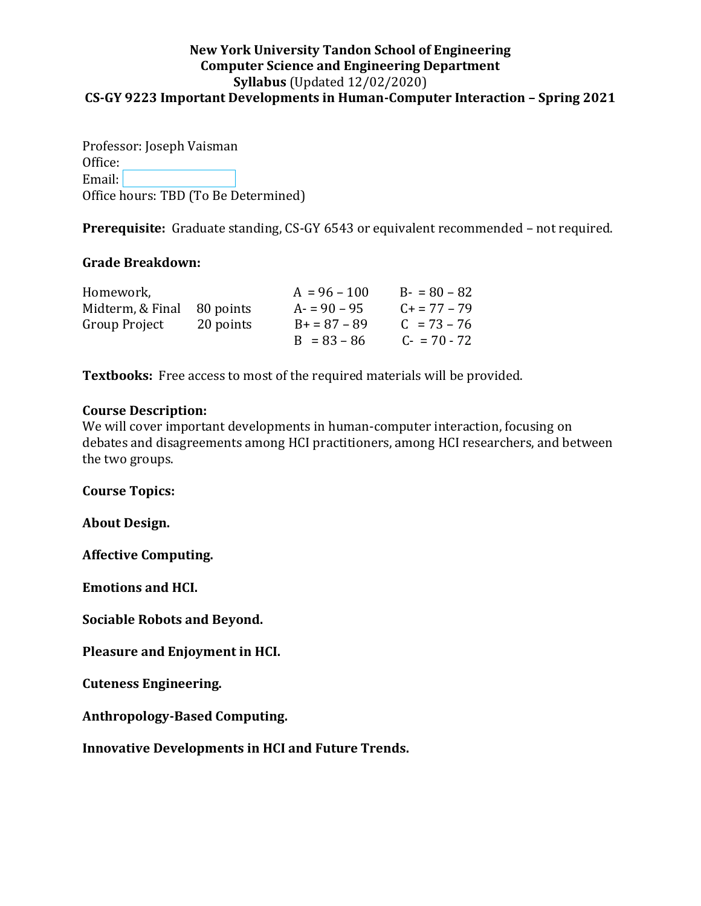**New York University Tandon School of Engineering**
**Computer Science and Engineering Department**
**Syllabus** (Updated 12/02/2020)
**CS-GY 9223 Important Developments in Human-Computer Interaction – Spring 2021**

Professor: Joseph Vaisman
Office:
Email:
Office hours: TBD (To Be Determined)

**Prerequisite:** Graduate standing, CS-GY 6543 or equivalent recommended – not required.

**Grade Breakdown:**

| Component | Points | Grade | Grade |
|---|---|---|---|
| Homework, Midterm, & Final | 80 points | A = 96 – 100 | B- = 80 – 82 |
| Group Project | 20 points | A- = 90 – 95 | C+ = 77 – 79 |
| | | B+ = 87 – 89 | C = 73 – 76 |
| | | B = 83 – 86 | C- = 70 - 72 |

**Textbooks:** Free access to most of the required materials will be provided.

**Course Description:**
We will cover important developments in human-computer interaction, focusing on debates and disagreements among HCI practitioners, among HCI researchers, and between the two groups.

**Course Topics:**

**About Design.**

**Affective Computing.**

**Emotions and HCI.**

**Sociable Robots and Beyond.**

**Pleasure and Enjoyment in HCI.**

**Cuteness Engineering.**

**Anthropology-Based Computing.**

**Innovative Developments in HCI and Future Trends.**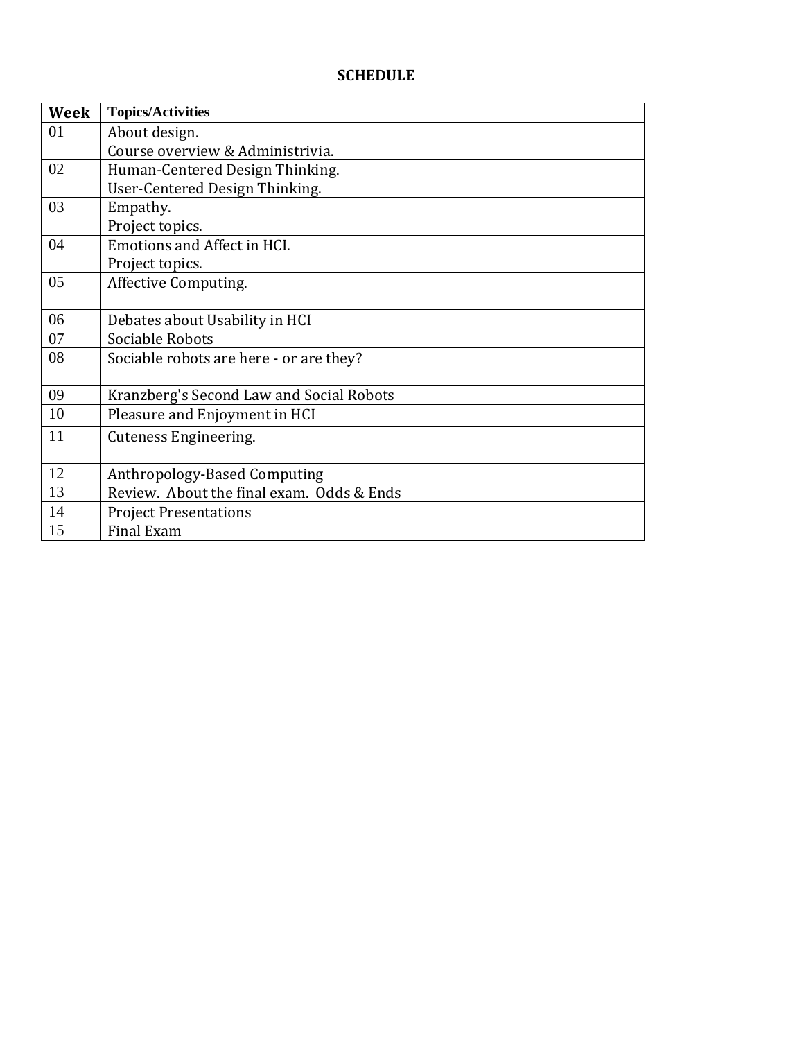## SCHEDULE

| Week | Topics/Activities |
|---|---|
| 01 | About design.<br>Course overview & Administrivia. |
| 02 | Human-Centered Design Thinking.<br>User-Centered Design Thinking. |
| 03 | Empathy.<br>Project topics. |
| 04 | Emotions and Affect in HCI.<br>Project topics. |
| 05 | Affective Computing. |
| 06 | Debates about Usability in HCI |
| 07 | Sociable Robots |
| 08 | Sociable robots are here - or are they? |
| 09 | Kranzberg's Second Law and Social Robots |
| 10 | Pleasure and Enjoyment in HCI |
| 11 | Cuteness Engineering. |
| 12 | Anthropology-Based Computing |
| 13 | Review. About the final exam. Odds & Ends |
| 14 | Project Presentations |
| 15 | Final Exam |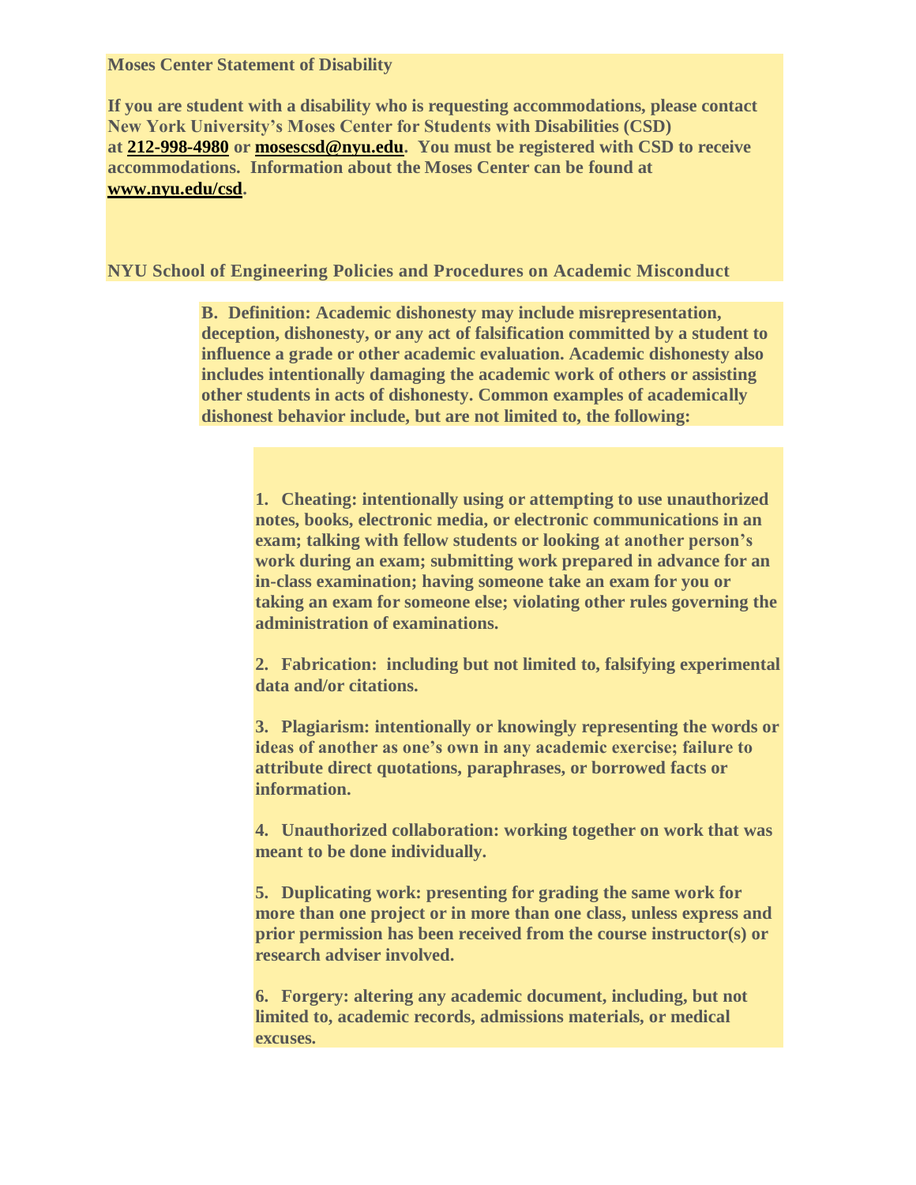**Moses Center Statement of Disability**

**If you are student with a disability who is requesting accommodations, please contact New York University's Moses Center for Students with Disabilities (CSD) at 212-998-4980 or mosescsd@nyu.edu. You must be registered with CSD to receive accommodations. Information about the Moses Center can be found at www.nyu.edu/csd.**

**NYU School of Engineering Policies and Procedures on Academic Misconduct**

**B. Definition: Academic dishonesty may include misrepresentation, deception, dishonesty, or any act of falsification committed by a student to influence a grade or other academic evaluation. Academic dishonesty also includes intentionally damaging the academic work of others or assisting other students in acts of dishonesty. Common examples of academically dishonest behavior include, but are not limited to, the following:**

**1. Cheating: intentionally using or attempting to use unauthorized notes, books, electronic media, or electronic communications in an exam; talking with fellow students or looking at another person's work during an exam; submitting work prepared in advance for an in-class examination; having someone take an exam for you or taking an exam for someone else; violating other rules governing the administration of examinations.**

**2. Fabrication: including but not limited to, falsifying experimental data and/or citations.**

**3. Plagiarism: intentionally or knowingly representing the words or ideas of another as one's own in any academic exercise; failure to attribute direct quotations, paraphrases, or borrowed facts or information.**

**4. Unauthorized collaboration: working together on work that was meant to be done individually.**

**5. Duplicating work: presenting for grading the same work for more than one project or in more than one class, unless express and prior permission has been received from the course instructor(s) or research adviser involved.**

**6. Forgery: altering any academic document, including, but not limited to, academic records, admissions materials, or medical excuses.**